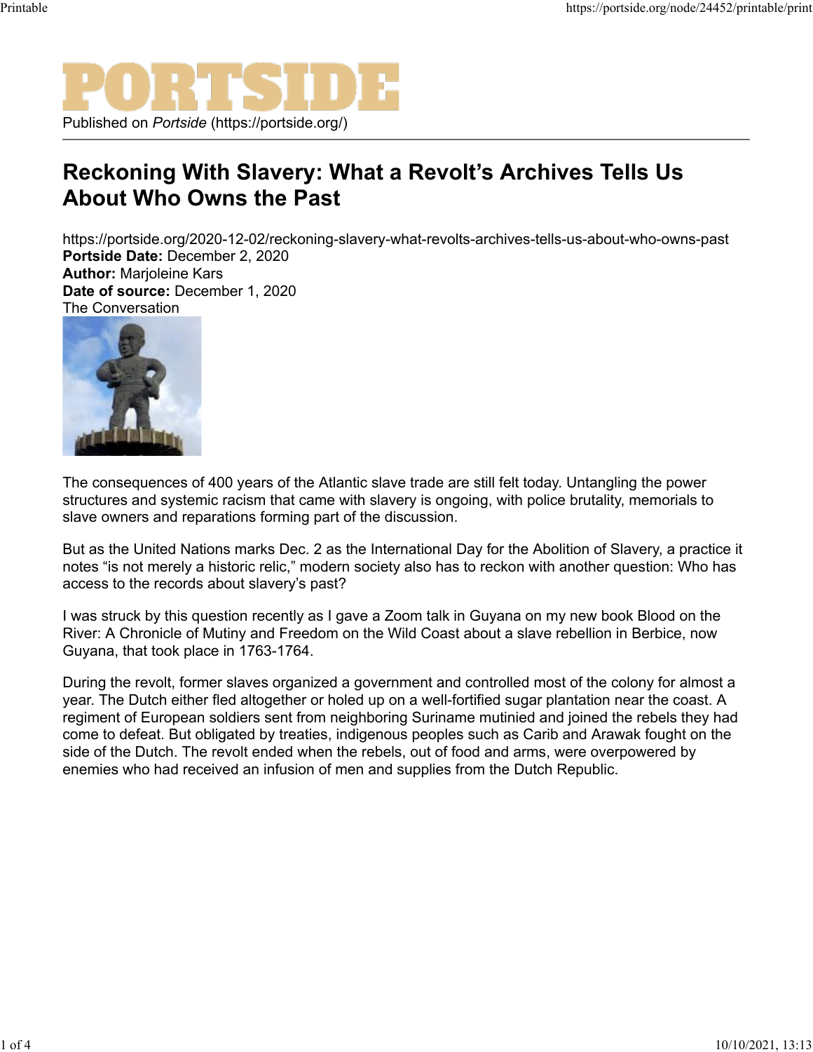Published on *Portside* (https://portside.org/)

# Reckoning With Slavery: What a Revolt's Archives Tells Us About Who Owns the Past

https://portside.org/2020-12-02/reckoning-slavery-what-revolts-archives-tells-us-about-who-owns-past
**Portside Date:** December 2, 2020
**Author:** Marjoleine Kars
**Date of source:** December 1, 2020
The Conversation

The consequences of 400 years of the Atlantic slave trade are still felt today. Untangling the power structures and systemic racism that came with slavery is ongoing, with police brutality, memorials to slave owners and reparations forming part of the discussion.

But as the United Nations marks Dec. 2 as the International Day for the Abolition of Slavery, a practice it notes "is not merely a historic relic," modern society also has to reckon with another question: Who has access to the records about slavery's past?

I was struck by this question recently as I gave a Zoom talk in Guyana on my new book Blood on the River: A Chronicle of Mutiny and Freedom on the Wild Coast about a slave rebellion in Berbice, now Guyana, that took place in 1763-1764.

During the revolt, former slaves organized a government and controlled most of the colony for almost a year. The Dutch either fled altogether or holed up on a well-fortified sugar plantation near the coast. A regiment of European soldiers sent from neighboring Suriname mutinied and joined the rebels they had come to defeat. But obligated by treaties, indigenous peoples such as Carib and Arawak fought on the side of the Dutch. The revolt ended when the rebels, out of food and arms, were overpowered by enemies who had received an infusion of men and supplies from the Dutch Republic.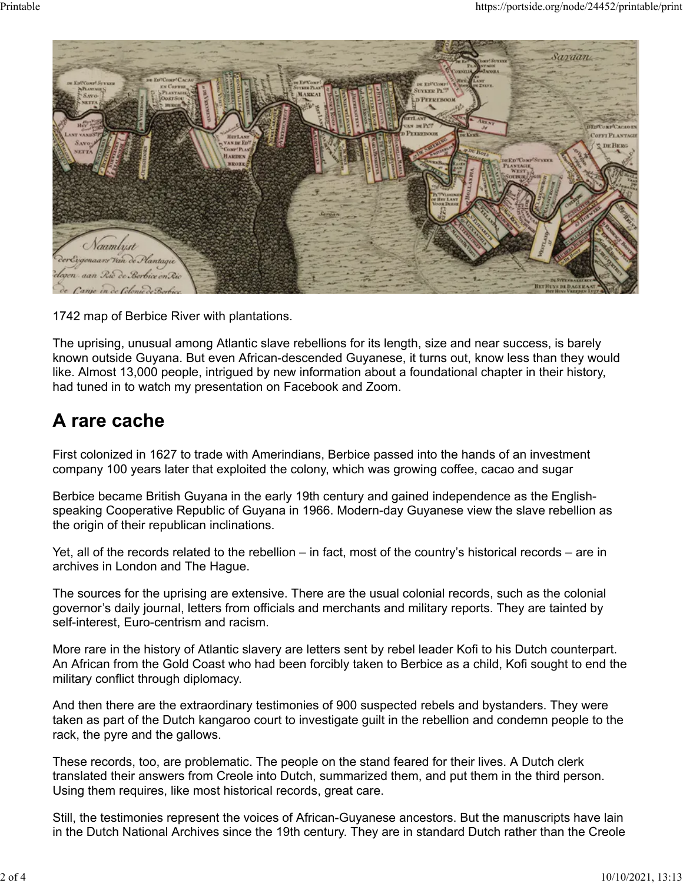1742 map of Berbice River with plantations.

The uprising, unusual among Atlantic slave rebellions for its length, size and near success, is barely known outside Guyana. But even African-descended Guyanese, it turns out, know less than they would like. Almost 13,000 people, intrigued by new information about a foundational chapter in their history, had tuned in to watch my presentation on Facebook and Zoom.

## A rare cache

First colonized in 1627 to trade with Amerindians, Berbice passed into the hands of an investment company 100 years later that exploited the colony, which was growing coffee, cacao and sugar

Berbice became British Guyana in the early 19th century and gained independence as the English-speaking Cooperative Republic of Guyana in 1966. Modern-day Guyanese view the slave rebellion as the origin of their republican inclinations.

Yet, all of the records related to the rebellion – in fact, most of the country's historical records – are in archives in London and The Hague.

The sources for the uprising are extensive. There are the usual colonial records, such as the colonial governor's daily journal, letters from officials and merchants and military reports. They are tainted by self-interest, Euro-centrism and racism.

More rare in the history of Atlantic slavery are letters sent by rebel leader Kofi to his Dutch counterpart. An African from the Gold Coast who had been forcibly taken to Berbice as a child, Kofi sought to end the military conflict through diplomacy.

And then there are the extraordinary testimonies of 900 suspected rebels and bystanders. They were taken as part of the Dutch kangaroo court to investigate guilt in the rebellion and condemn people to the rack, the pyre and the gallows.

These records, too, are problematic. The people on the stand feared for their lives. A Dutch clerk translated their answers from Creole into Dutch, summarized them, and put them in the third person. Using them requires, like most historical records, great care.

Still, the testimonies represent the voices of African-Guyanese ancestors. But the manuscripts have lain in the Dutch National Archives since the 19th century. They are in standard Dutch rather than the Creole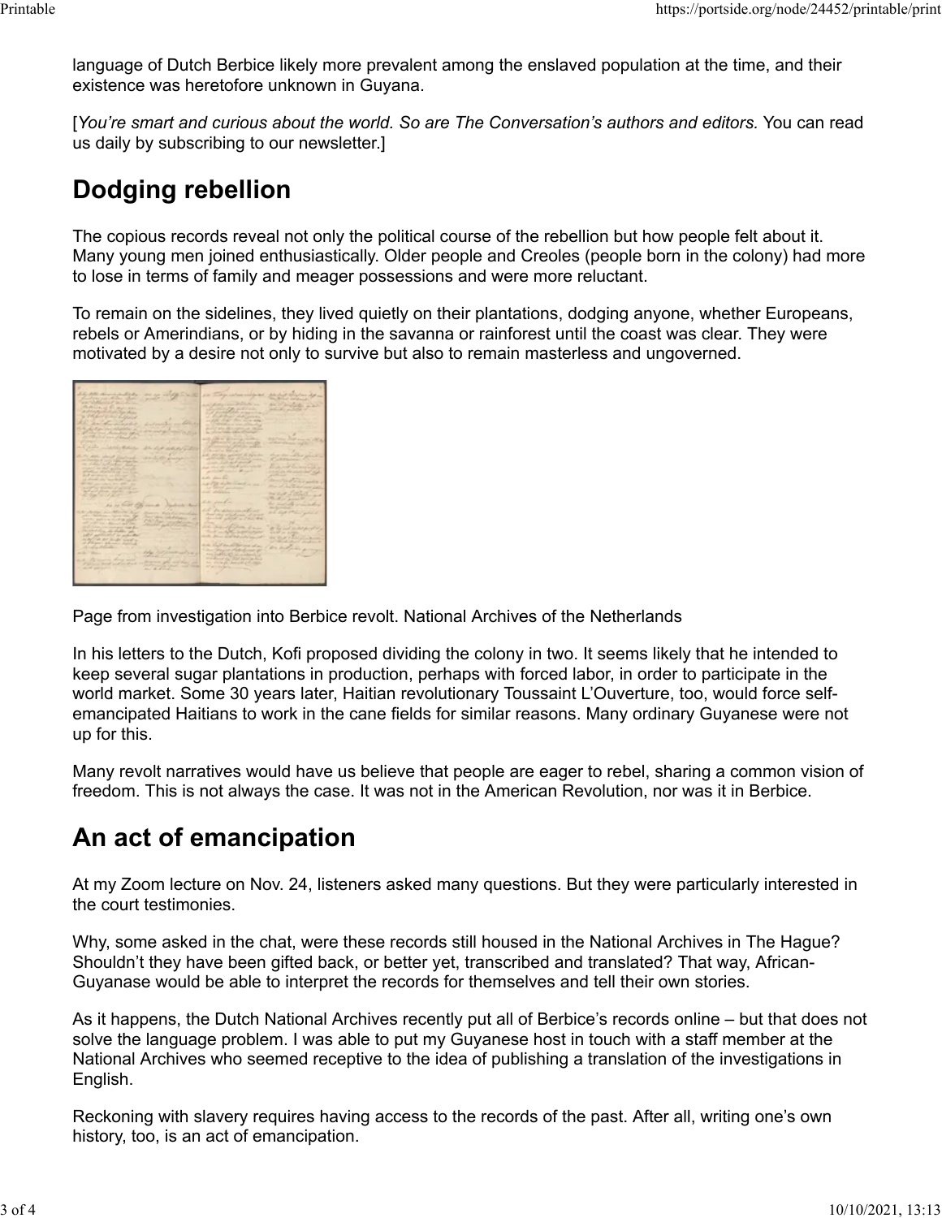language of Dutch Berbice likely more prevalent among the enslaved population at the time, and their existence was heretofore unknown in Guyana.

[*You're smart and curious about the world. So are The Conversation's authors and editors.* You can read us daily by subscribing to our newsletter.]

## Dodging rebellion

The copious records reveal not only the political course of the rebellion but how people felt about it. Many young men joined enthusiastically. Older people and Creoles (people born in the colony) had more to lose in terms of family and meager possessions and were more reluctant.

To remain on the sidelines, they lived quietly on their plantations, dodging anyone, whether Europeans, rebels or Amerindians, or by hiding in the savanna or rainforest until the coast was clear. They were motivated by a desire not only to survive but also to remain masterless and ungoverned.

Page from investigation into Berbice revolt. National Archives of the Netherlands

In his letters to the Dutch, Kofi proposed dividing the colony in two. It seems likely that he intended to keep several sugar plantations in production, perhaps with forced labor, in order to participate in the world market. Some 30 years later, Haitian revolutionary Toussaint L'Ouverture, too, would force self-emancipated Haitians to work in the cane fields for similar reasons. Many ordinary Guyanese were not up for this.

Many revolt narratives would have us believe that people are eager to rebel, sharing a common vision of freedom. This is not always the case. It was not in the American Revolution, nor was it in Berbice.

## An act of emancipation

At my Zoom lecture on Nov. 24, listeners asked many questions. But they were particularly interested in the court testimonies.

Why, some asked in the chat, were these records still housed in the National Archives in The Hague? Shouldn't they have been gifted back, or better yet, transcribed and translated? That way, African-Guyanase would be able to interpret the records for themselves and tell their own stories.

As it happens, the Dutch National Archives recently put all of Berbice's records online – but that does not solve the language problem. I was able to put my Guyanese host in touch with a staff member at the National Archives who seemed receptive to the idea of publishing a translation of the investigations in English.

Reckoning with slavery requires having access to the records of the past. After all, writing one's own history, too, is an act of emancipation.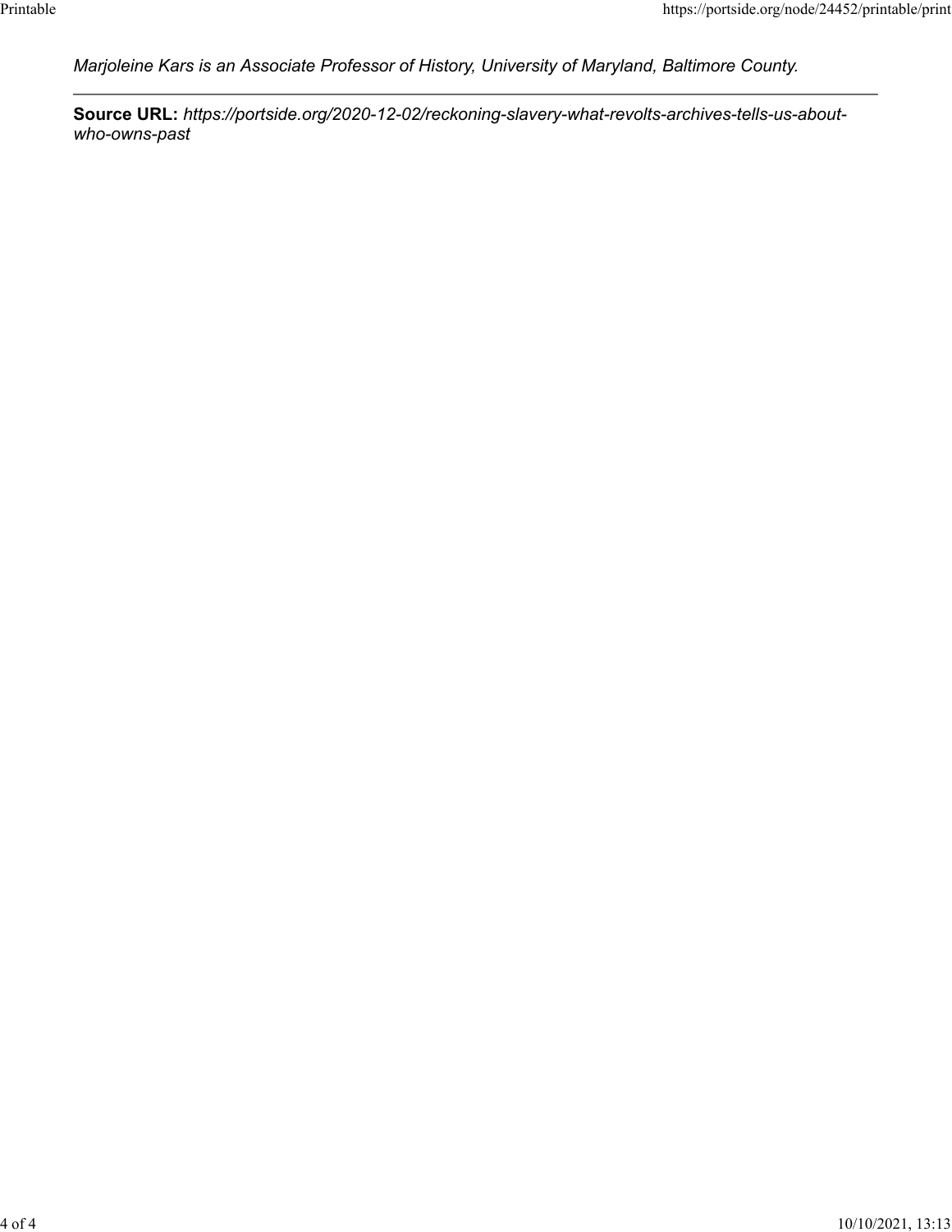*Marjoleine Kars is an Associate Professor of History, University of Maryland, Baltimore County.*

---

**Source URL:** *https://portside.org/2020-12-02/reckoning-slavery-what-revolts-archives-tells-us-about-who-owns-past*